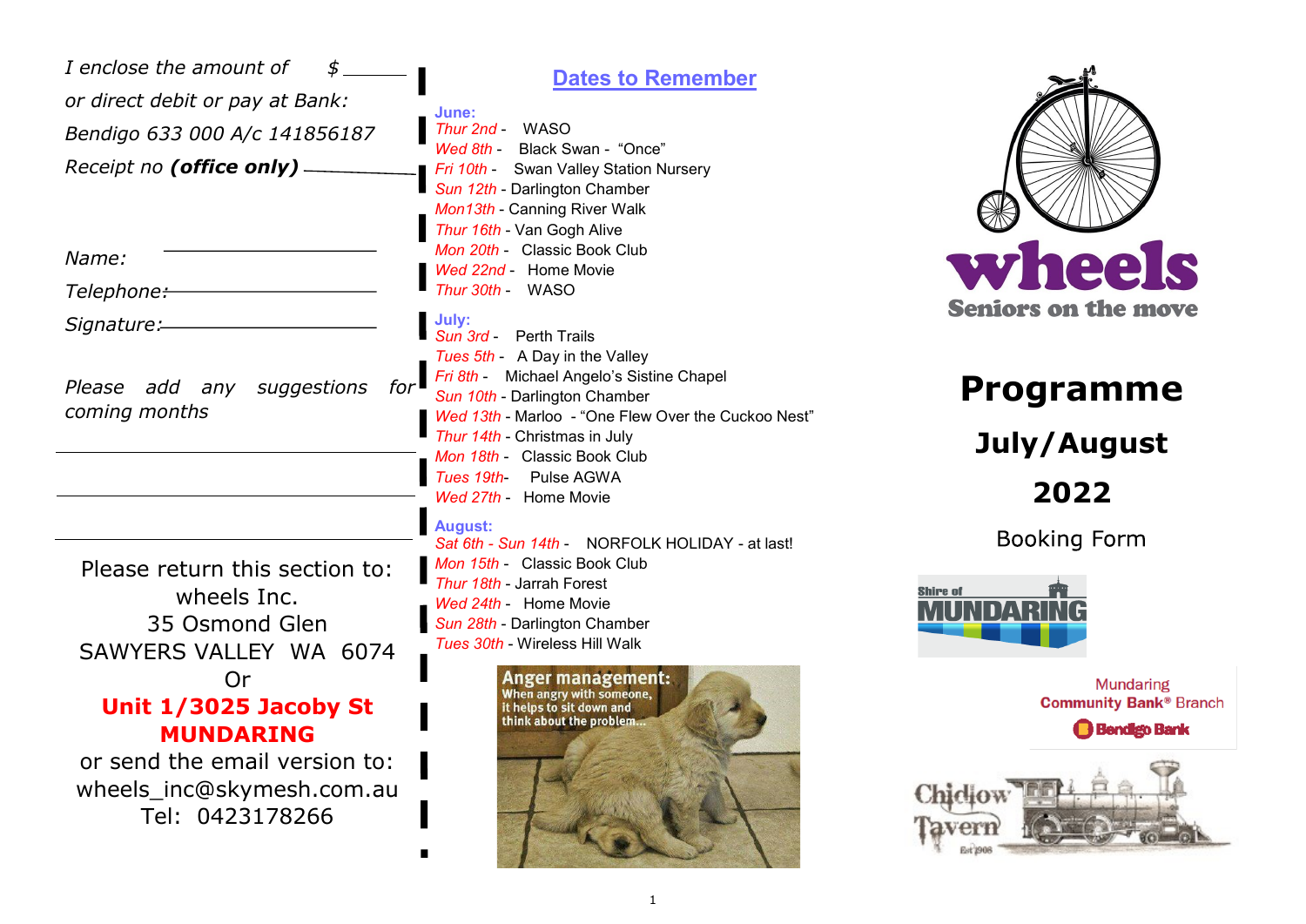*I enclose the amount of $ ______*

*or direct debit or pay at Bank:*

*Bendigo 633 000 A/c 141856187*

*Receipt no **(office only)** ______*

*Name:* ______

*Telephone:* ______

*Signature:* ______

*Please add any suggestions for coming months*

______

______

______

Please return this section to:
wheels Inc.
35 Osmond Glen
SAWYERS VALLEY WA 6074
Or
**Unit 1/3025 Jacoby St MUNDARING**
or send the email version to:
wheels_inc@skymesh.com.au
Tel: 0423178266

## Dates to Remember

**June:**

- *Thur 2nd* - WASO
- *Wed 8th* - Black Swan - "Once"
- *Fri 10th* - Swan Valley Station Nursery
- *Sun 12th* - Darlington Chamber
- *Mon13th* - Canning River Walk
- *Thur 16th* - Van Gogh Alive
- *Mon 20th* - Classic Book Club
- *Wed 22nd* - Home Movie
- *Thur 30th* - WASO

**July:**

- *Sun 3rd* - Perth Trails
- *Tues 5th* - A Day in the Valley
- *Fri 8th* - Michael Angelo's Sistine Chapel
- *Sun 10th* - Darlington Chamber
- *Wed 13th* - Marloo - "One Flew Over the Cuckoo Nest"
- *Thur 14th* - Christmas in July
- *Mon 18th* - Classic Book Club
- *Tues 19th*- Pulse AGWA
- *Wed 27th* - Home Movie

**August:**

- *Sat 6th - Sun 14th* - NORFOLK HOLIDAY - at last!
- *Mon 15th* - Classic Book Club
- *Thur 18th* - Jarrah Forest
- *Wed 24th* - Home Movie
- *Sun 28th* - Darlington Chamber
- *Tues 30th* - Wireless Hill Walk

**Anger management:** When angry with someone, it helps to sit down and think about the problem...

# wheels

Seniors on the move

# Programme

## July/August

## 2022

Booking Form

Shire of MUNDARING

Mundaring Community Bank® Branch
Bendigo Bank

Chidlow Tavern
Est 1908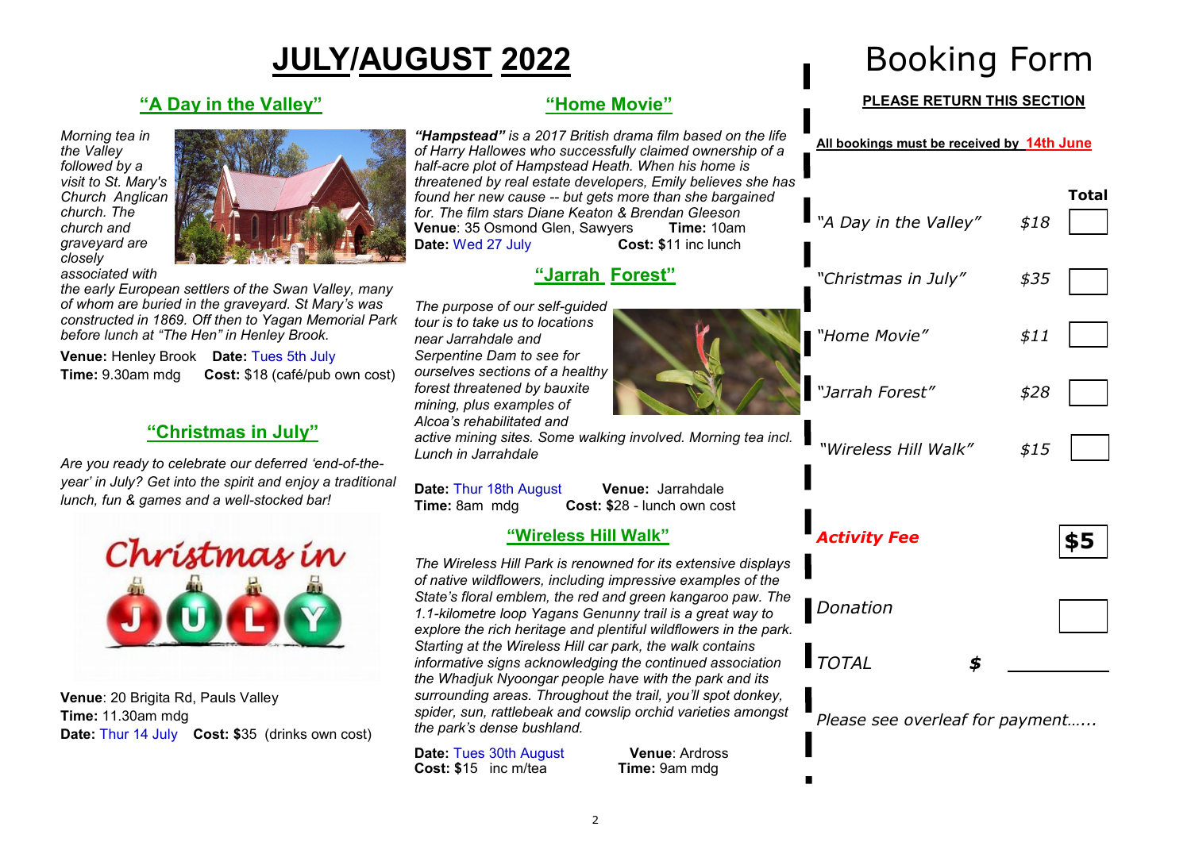# JULY/AUGUST 2022

## "A Day in the Valley"

*Morning tea in the Valley followed by a visit to St. Mary's Church Anglican church. The church and graveyard are closely associated with the early European settlers of the Swan Valley, many of whom are buried in the graveyard. St Mary's was constructed in 1869. Off then to Yagan Memorial Park before lunch at "The Hen" in Henley Brook.*

**Venue:** Henley Brook **Date:** Tues 5th July
**Time:** 9.30am mdg **Cost:** $18 (café/pub own cost)

## "Christmas in July"

*Are you ready to celebrate our deferred 'end-of-the-year' in July? Get into the spirit and enjoy a traditional lunch, fun & games and a well-stocked bar!*

**Venue**: 20 Brigita Rd, Pauls Valley
**Time:** 11.30am mdg
**Date:** Thur 14 July **Cost:** $35 (drinks own cost)

## "Home Movie"

***"Hampstead"** is a 2017 British drama film based on the life of Harry Hallowes who successfully claimed ownership of a half-acre plot of Hampstead Heath. When his home is threatened by real estate developers, Emily believes she has found her new cause -- but gets more than she bargained for. The film stars Diane Keaton & Brendan Gleeson*

**Venue**: 35 Osmond Glen, Sawyers **Time:** 10am
**Date:** Wed 27 July **Cost:** $11 inc lunch

## "Jarrah Forest"

*The purpose of our self-guided tour is to take us to locations near Jarrahdale and Serpentine Dam to see for ourselves sections of a healthy forest threatened by bauxite mining, plus examples of Alcoa's rehabilitated and active mining sites. Some walking involved. Morning tea incl. Lunch in Jarrahdale*

**Date:** Thur 18th August **Venue:** Jarrahdale
**Time:** 8am mdg **Cost:** $28 - lunch own cost

## "Wireless Hill Walk"

*The Wireless Hill Park is renowned for its extensive displays of native wildflowers, including impressive examples of the State's floral emblem, the red and green kangaroo paw. The 1.1-kilometre loop Yagans Genunny trail is a great way to explore the rich heritage and plentiful wildflowers in the park. Starting at the Wireless Hill car park, the walk contains informative signs acknowledging the continued association the Whadjuk Nyoongar people have with the park and its surrounding areas. Throughout the trail, you'll spot donkey, spider, sun, rattlebeak and cowslip orchid varieties amongst the park's dense bushland.*

**Date:** Tues 30th August **Venue**: Ardross
**Cost:** $15 inc m/tea **Time:** 9am mdg

# Booking Form

**PLEASE RETURN THIS SECTION**

**All bookings must be received by 14th June**

| | | Total |
|---|---|---|
| *"A Day in the Valley"* | *$18* | |
| *"Christmas in July"* | *$35* | |
| *"Home Movie"* | *$11* | |
| *"Jarrah Forest"* | *$28* | |
| *"Wireless Hill Walk"* | *$15* | |
| ***Activity Fee*** | | **$5** |
| *Donation* | | |
| *TOTAL* | ***$*** | ________ |

*Please see overleaf for payment……*